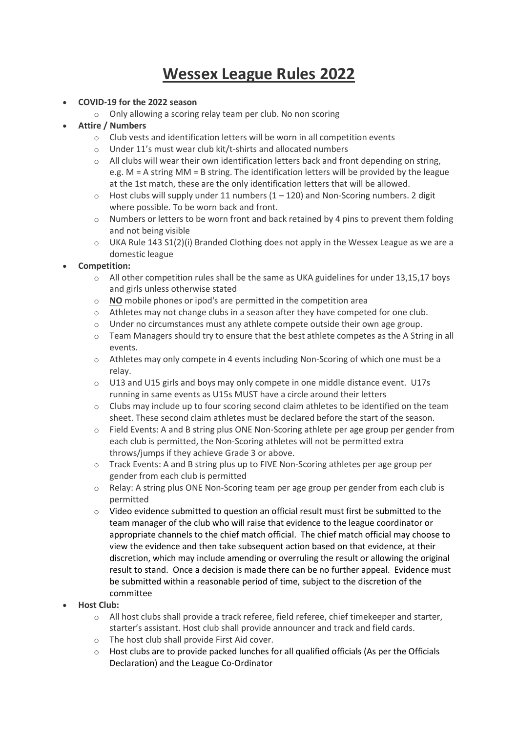# Wessex League Rules 2022

- **COVID-19 for the 2022 season**
  - Only allowing a scoring relay team per club. No non scoring
- **Attire / Numbers**
  - Club vests and identification letters will be worn in all competition events
  - Under 11's must wear club kit/t-shirts and allocated numbers
  - All clubs will wear their own identification letters back and front depending on string, e.g. M = A string MM = B string. The identification letters will be provided by the league at the 1st match, these are the only identification letters that will be allowed.
  - Host clubs will supply under 11 numbers (1 – 120) and Non-Scoring numbers. 2 digit where possible. To be worn back and front.
  - Numbers or letters to be worn front and back retained by 4 pins to prevent them folding and not being visible
  - UKA Rule 143 S1(2)(i) Branded Clothing does not apply in the Wessex League as we are a domestic league
- **Competition:**
  - All other competition rules shall be the same as UKA guidelines for under 13,15,17 boys and girls unless otherwise stated
  - **NO** mobile phones or ipod's are permitted in the competition area
  - Athletes may not change clubs in a season after they have competed for one club.
  - Under no circumstances must any athlete compete outside their own age group.
  - Team Managers should try to ensure that the best athlete competes as the A String in all events.
  - Athletes may only compete in 4 events including Non-Scoring of which one must be a relay.
  - U13 and U15 girls and boys may only compete in one middle distance event. U17s running in same events as U15s MUST have a circle around their letters
  - Clubs may include up to four scoring second claim athletes to be identified on the team sheet. These second claim athletes must be declared before the start of the season.
  - Field Events: A and B string plus ONE Non-Scoring athlete per age group per gender from each club is permitted, the Non-Scoring athletes will not be permitted extra throws/jumps if they achieve Grade 3 or above.
  - Track Events: A and B string plus up to FIVE Non-Scoring athletes per age group per gender from each club is permitted
  - Relay: A string plus ONE Non-Scoring team per age group per gender from each club is permitted
  - Video evidence submitted to question an official result must first be submitted to the team manager of the club who will raise that evidence to the league coordinator or appropriate channels to the chief match official. The chief match official may choose to view the evidence and then take subsequent action based on that evidence, at their discretion, which may include amending or overruling the result or allowing the original result to stand. Once a decision is made there can be no further appeal. Evidence must be submitted within a reasonable period of time, subject to the discretion of the committee
- **Host Club:**
  - All host clubs shall provide a track referee, field referee, chief timekeeper and starter, starter's assistant. Host club shall provide announcer and track and field cards.
  - The host club shall provide First Aid cover.
  - Host clubs are to provide packed lunches for all qualified officials (As per the Officials Declaration) and the League Co-Ordinator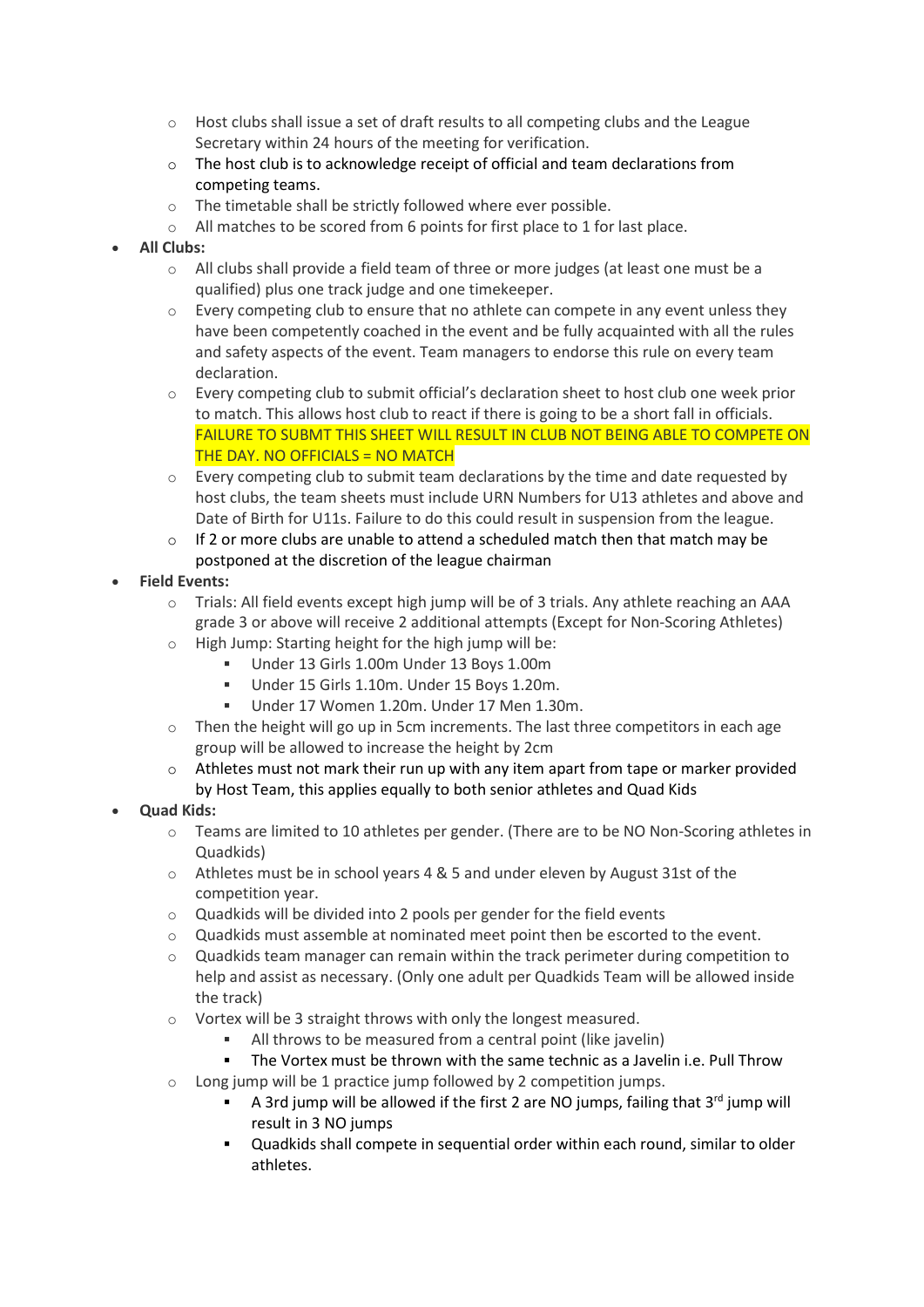- Host clubs shall issue a set of draft results to all competing clubs and the League Secretary within 24 hours of the meeting for verification.
- The host club is to acknowledge receipt of official and team declarations from competing teams.
- The timetable shall be strictly followed where ever possible.
- All matches to be scored from 6 points for first place to 1 for last place.

- **All Clubs:**
  - All clubs shall provide a field team of three or more judges (at least one must be a qualified) plus one track judge and one timekeeper.
  - Every competing club to ensure that no athlete can compete in any event unless they have been competently coached in the event and be fully acquainted with all the rules and safety aspects of the event. Team managers to endorse this rule on every team declaration.
  - Every competing club to submit official's declaration sheet to host club one week prior to match. This allows host club to react if there is going to be a short fall in officials. FAILURE TO SUBMT THIS SHEET WILL RESULT IN CLUB NOT BEING ABLE TO COMPETE ON THE DAY. NO OFFICIALS = NO MATCH
  - Every competing club to submit team declarations by the time and date requested by host clubs, the team sheets must include URN Numbers for U13 athletes and above and Date of Birth for U11s. Failure to do this could result in suspension from the league.
  - If 2 or more clubs are unable to attend a scheduled match then that match may be postponed at the discretion of the league chairman

- **Field Events:**
  - Trials: All field events except high jump will be of 3 trials. Any athlete reaching an AAA grade 3 or above will receive 2 additional attempts (Except for Non-Scoring Athletes)
  - High Jump: Starting height for the high jump will be:
    - Under 13 Girls 1.00m Under 13 Boys 1.00m
    - Under 15 Girls 1.10m. Under 15 Boys 1.20m.
    - Under 17 Women 1.20m. Under 17 Men 1.30m.
  - Then the height will go up in 5cm increments. The last three competitors in each age group will be allowed to increase the height by 2cm
  - Athletes must not mark their run up with any item apart from tape or marker provided by Host Team, this applies equally to both senior athletes and Quad Kids

- **Quad Kids:**
  - Teams are limited to 10 athletes per gender. (There are to be NO Non-Scoring athletes in Quadkids)
  - Athletes must be in school years 4 & 5 and under eleven by August 31st of the competition year.
  - Quadkids will be divided into 2 pools per gender for the field events
  - Quadkids must assemble at nominated meet point then be escorted to the event.
  - Quadkids team manager can remain within the track perimeter during competition to help and assist as necessary. (Only one adult per Quadkids Team will be allowed inside the track)
  - Vortex will be 3 straight throws with only the longest measured.
    - All throws to be measured from a central point (like javelin)
    - The Vortex must be thrown with the same technic as a Javelin i.e. Pull Throw
  - Long jump will be 1 practice jump followed by 2 competition jumps.
    - A 3rd jump will be allowed if the first 2 are NO jumps, failing that 3rd jump will result in 3 NO jumps
    - Quadkids shall compete in sequential order within each round, similar to older athletes.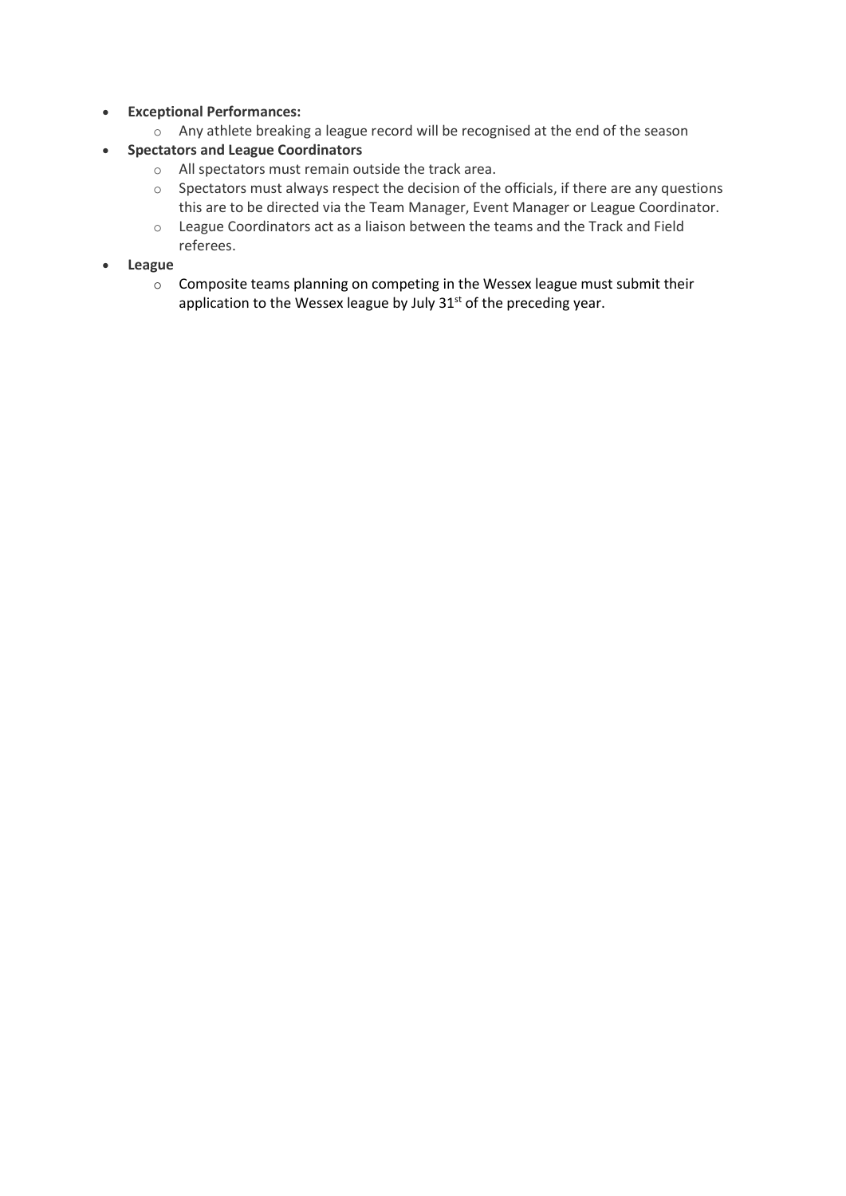- **Exceptional Performances:**
  - Any athlete breaking a league record will be recognised at the end of the season
- **Spectators and League Coordinators**
  - All spectators must remain outside the track area.
  - Spectators must always respect the decision of the officials, if there are any questions this are to be directed via the Team Manager, Event Manager or League Coordinator.
  - League Coordinators act as a liaison between the teams and the Track and Field referees.
- **League**
  - Composite teams planning on competing in the Wessex league must submit their application to the Wessex league by July 31st of the preceding year.